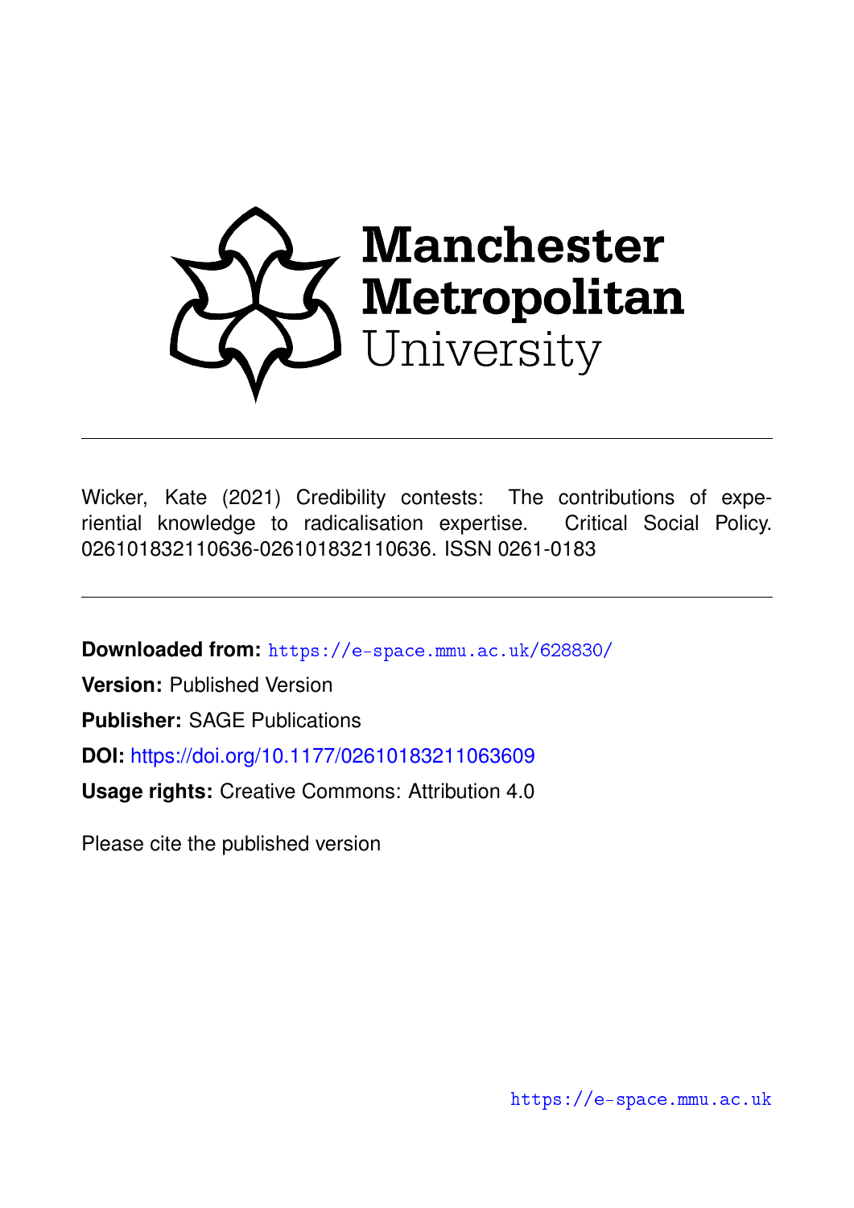Manchester Metropolitan University

Wicker, Kate (2021) Credibility contests: The contributions of experiential knowledge to radicalisation expertise. Critical Social Policy. 026101832110636-026101832110636. ISSN 0261-0183

**Downloaded from:** https://e-space.mmu.ac.uk/628830/

**Version:** Published Version

**Publisher:** SAGE Publications

**DOI:** https://doi.org/10.1177/02610183211063609

**Usage rights:** Creative Commons: Attribution 4.0

Please cite the published version

https://e-space.mmu.ac.uk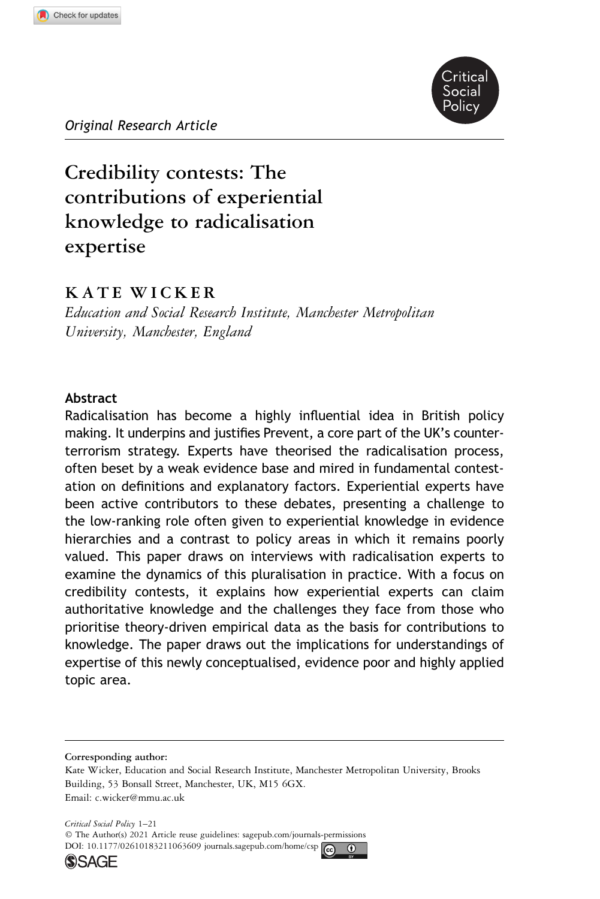*Original Research Article*

# Credibility contests: The contributions of experiential knowledge to radicalisation expertise

## KATE WICKER

*Education and Social Research Institute, Manchester Metropolitan University, Manchester, England*

### Abstract

Radicalisation has become a highly influential idea in British policy making. It underpins and justifies Prevent, a core part of the UK's counter-terrorism strategy. Experts have theorised the radicalisation process, often beset by a weak evidence base and mired in fundamental contestation on definitions and explanatory factors. Experiential experts have been active contributors to these debates, presenting a challenge to the low-ranking role often given to experiential knowledge in evidence hierarchies and a contrast to policy areas in which it remains poorly valued. This paper draws on interviews with radicalisation experts to examine the dynamics of this pluralisation in practice. With a focus on credibility contests, it explains how experiential experts can claim authoritative knowledge and the challenges they face from those who prioritise theory-driven empirical data as the basis for contributions to knowledge. The paper draws out the implications for understandings of expertise of this newly conceptualised, evidence poor and highly applied topic area.

---

**Corresponding author:**
Kate Wicker, Education and Social Research Institute, Manchester Metropolitan University, Brooks Building, 53 Bonsall Street, Manchester, UK, M15 6GX.
Email: c.wicker@mmu.ac.uk

© The Author(s) 2021 Article reuse guidelines: sagepub.com/journals-permissions
DOI: 10.1177/02610183211063609 journals.sagepub.com/home/csp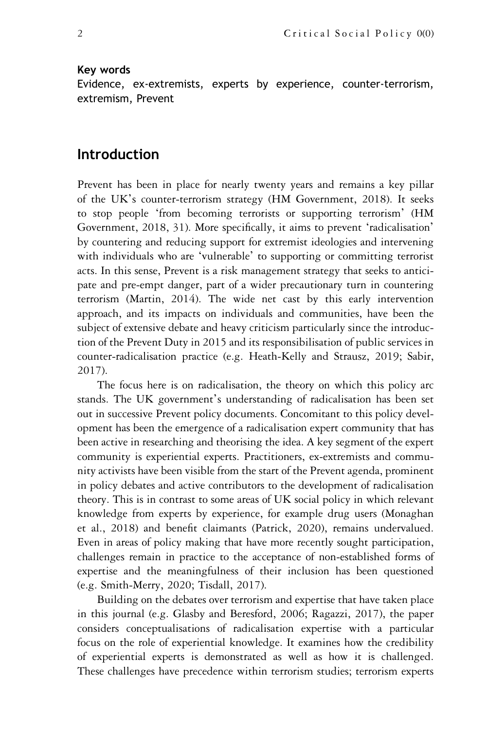**Key words**

Evidence, ex-extremists, experts by experience, counter-terrorism, extremism, Prevent

## Introduction

Prevent has been in place for nearly twenty years and remains a key pillar of the UK's counter-terrorism strategy (HM Government, 2018). It seeks to stop people 'from becoming terrorists or supporting terrorism' (HM Government, 2018, 31). More specifically, it aims to prevent 'radicalisation' by countering and reducing support for extremist ideologies and intervening with individuals who are 'vulnerable' to supporting or committing terrorist acts. In this sense, Prevent is a risk management strategy that seeks to anticipate and pre-empt danger, part of a wider precautionary turn in countering terrorism (Martin, 2014). The wide net cast by this early intervention approach, and its impacts on individuals and communities, have been the subject of extensive debate and heavy criticism particularly since the introduction of the Prevent Duty in 2015 and its responsibilisation of public services in counter-radicalisation practice (e.g. Heath-Kelly and Strausz, 2019; Sabir, 2017).

The focus here is on radicalisation, the theory on which this policy arc stands. The UK government's understanding of radicalisation has been set out in successive Prevent policy documents. Concomitant to this policy development has been the emergence of a radicalisation expert community that has been active in researching and theorising the idea. A key segment of the expert community is experiential experts. Practitioners, ex-extremists and community activists have been visible from the start of the Prevent agenda, prominent in policy debates and active contributors to the development of radicalisation theory. This is in contrast to some areas of UK social policy in which relevant knowledge from experts by experience, for example drug users (Monaghan et al., 2018) and benefit claimants (Patrick, 2020), remains undervalued. Even in areas of policy making that have more recently sought participation, challenges remain in practice to the acceptance of non-established forms of expertise and the meaningfulness of their inclusion has been questioned (e.g. Smith-Merry, 2020; Tisdall, 2017).

Building on the debates over terrorism and expertise that have taken place in this journal (e.g. Glasby and Beresford, 2006; Ragazzi, 2017), the paper considers conceptualisations of radicalisation expertise with a particular focus on the role of experiential knowledge. It examines how the credibility of experiential experts is demonstrated as well as how it is challenged. These challenges have precedence within terrorism studies; terrorism experts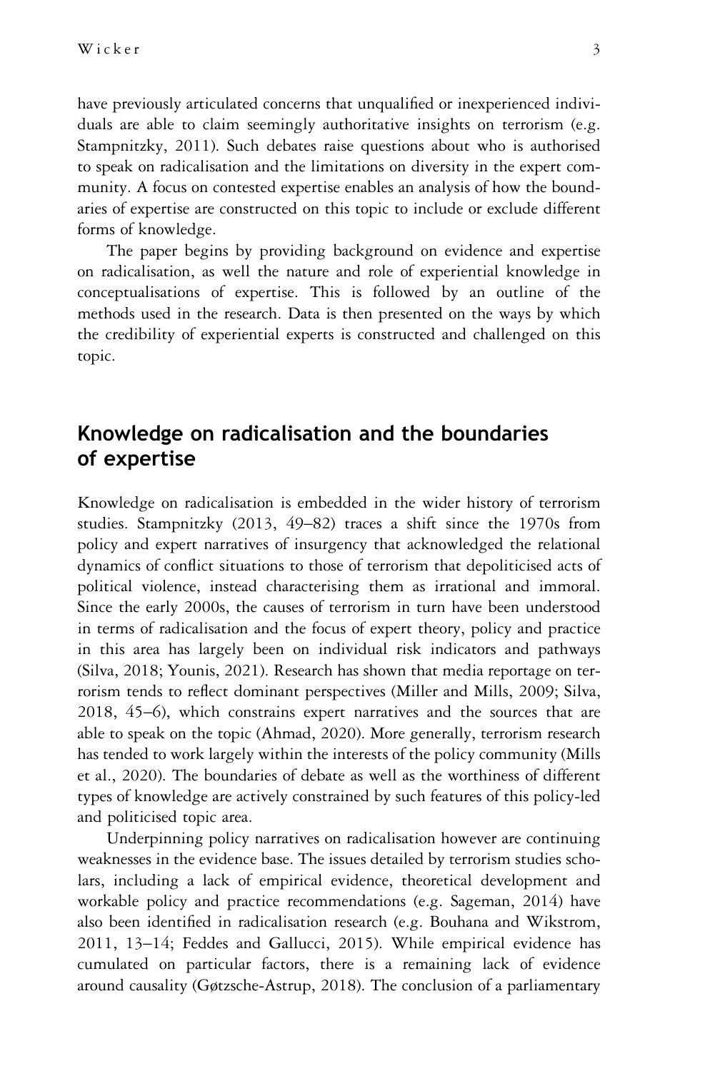have previously articulated concerns that unqualified or inexperienced individuals are able to claim seemingly authoritative insights on terrorism (e.g. Stampnitzky, 2011). Such debates raise questions about who is authorised to speak on radicalisation and the limitations on diversity in the expert community. A focus on contested expertise enables an analysis of how the boundaries of expertise are constructed on this topic to include or exclude different forms of knowledge.

The paper begins by providing background on evidence and expertise on radicalisation, as well the nature and role of experiential knowledge in conceptualisations of expertise. This is followed by an outline of the methods used in the research. Data is then presented on the ways by which the credibility of experiential experts is constructed and challenged on this topic.

## Knowledge on radicalisation and the boundaries of expertise

Knowledge on radicalisation is embedded in the wider history of terrorism studies. Stampnitzky (2013, 49–82) traces a shift since the 1970s from policy and expert narratives of insurgency that acknowledged the relational dynamics of conflict situations to those of terrorism that depoliticised acts of political violence, instead characterising them as irrational and immoral. Since the early 2000s, the causes of terrorism in turn have been understood in terms of radicalisation and the focus of expert theory, policy and practice in this area has largely been on individual risk indicators and pathways (Silva, 2018; Younis, 2021). Research has shown that media reportage on terrorism tends to reflect dominant perspectives (Miller and Mills, 2009; Silva, 2018, 45–6), which constrains expert narratives and the sources that are able to speak on the topic (Ahmad, 2020). More generally, terrorism research has tended to work largely within the interests of the policy community (Mills et al., 2020). The boundaries of debate as well as the worthiness of different types of knowledge are actively constrained by such features of this policy-led and politicised topic area.

Underpinning policy narratives on radicalisation however are continuing weaknesses in the evidence base. The issues detailed by terrorism studies scholars, including a lack of empirical evidence, theoretical development and workable policy and practice recommendations (e.g. Sageman, 2014) have also been identified in radicalisation research (e.g. Bouhana and Wikstrom, 2011, 13–14; Feddes and Gallucci, 2015). While empirical evidence has cumulated on particular factors, there is a remaining lack of evidence around causality (Gøtzsche-Astrup, 2018). The conclusion of a parliamentary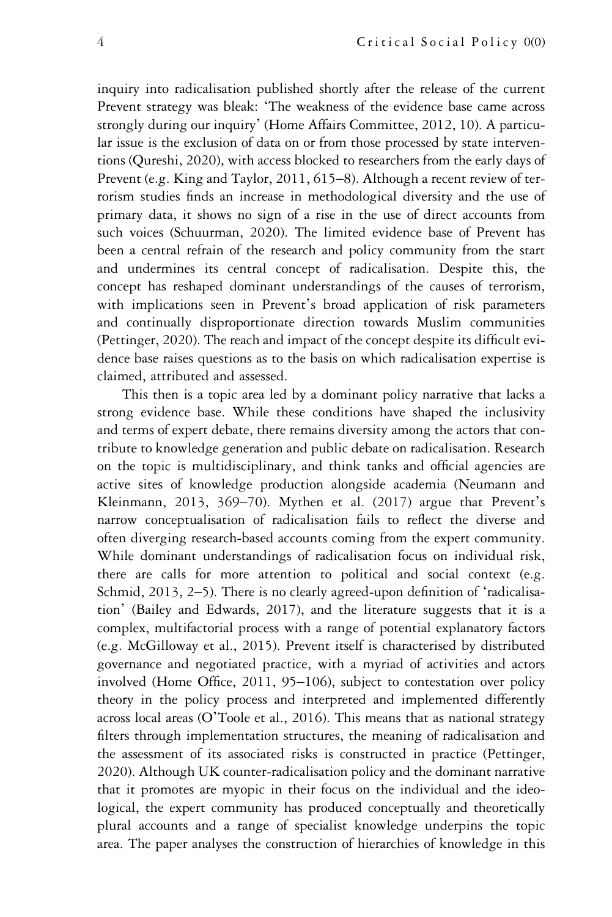inquiry into radicalisation published shortly after the release of the current Prevent strategy was bleak: 'The weakness of the evidence base came across strongly during our inquiry' (Home Affairs Committee, 2012, 10). A particular issue is the exclusion of data on or from those processed by state interventions (Qureshi, 2020), with access blocked to researchers from the early days of Prevent (e.g. King and Taylor, 2011, 615–8). Although a recent review of terrorism studies finds an increase in methodological diversity and the use of primary data, it shows no sign of a rise in the use of direct accounts from such voices (Schuurman, 2020). The limited evidence base of Prevent has been a central refrain of the research and policy community from the start and undermines its central concept of radicalisation. Despite this, the concept has reshaped dominant understandings of the causes of terrorism, with implications seen in Prevent's broad application of risk parameters and continually disproportionate direction towards Muslim communities (Pettinger, 2020). The reach and impact of the concept despite its difficult evidence base raises questions as to the basis on which radicalisation expertise is claimed, attributed and assessed.

This then is a topic area led by a dominant policy narrative that lacks a strong evidence base. While these conditions have shaped the inclusivity and terms of expert debate, there remains diversity among the actors that contribute to knowledge generation and public debate on radicalisation. Research on the topic is multidisciplinary, and think tanks and official agencies are active sites of knowledge production alongside academia (Neumann and Kleinmann, 2013, 369–70). Mythen et al. (2017) argue that Prevent's narrow conceptualisation of radicalisation fails to reflect the diverse and often diverging research-based accounts coming from the expert community. While dominant understandings of radicalisation focus on individual risk, there are calls for more attention to political and social context (e.g. Schmid, 2013, 2–5). There is no clearly agreed-upon definition of 'radicalisation' (Bailey and Edwards, 2017), and the literature suggests that it is a complex, multifactorial process with a range of potential explanatory factors (e.g. McGilloway et al., 2015). Prevent itself is characterised by distributed governance and negotiated practice, with a myriad of activities and actors involved (Home Office, 2011, 95–106), subject to contestation over policy theory in the policy process and interpreted and implemented differently across local areas (O'Toole et al., 2016). This means that as national strategy filters through implementation structures, the meaning of radicalisation and the assessment of its associated risks is constructed in practice (Pettinger, 2020). Although UK counter-radicalisation policy and the dominant narrative that it promotes are myopic in their focus on the individual and the ideological, the expert community has produced conceptually and theoretically plural accounts and a range of specialist knowledge underpins the topic area. The paper analyses the construction of hierarchies of knowledge in this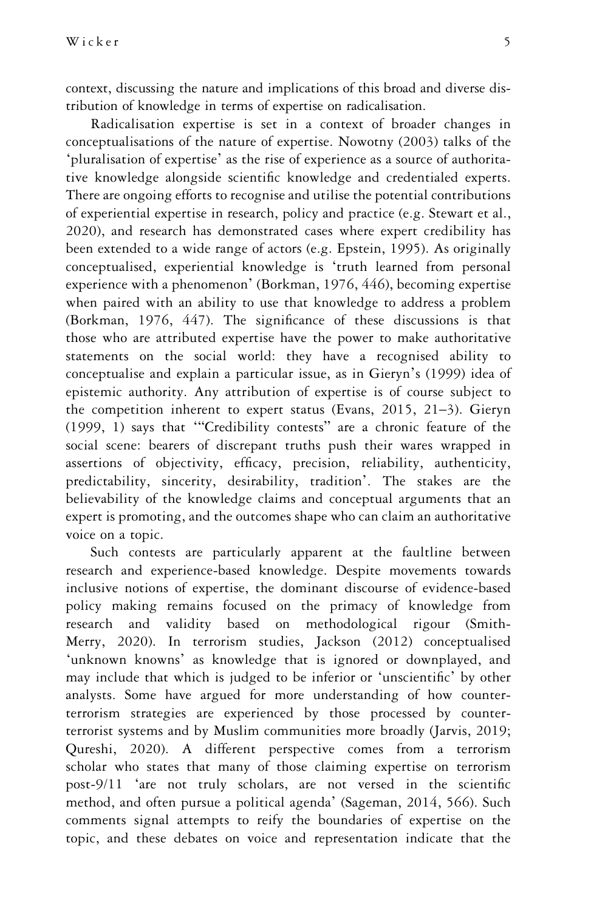context, discussing the nature and implications of this broad and diverse distribution of knowledge in terms of expertise on radicalisation.

Radicalisation expertise is set in a context of broader changes in conceptualisations of the nature of expertise. Nowotny (2003) talks of the 'pluralisation of expertise' as the rise of experience as a source of authoritative knowledge alongside scientific knowledge and credentialed experts. There are ongoing efforts to recognise and utilise the potential contributions of experiential expertise in research, policy and practice (e.g. Stewart et al., 2020), and research has demonstrated cases where expert credibility has been extended to a wide range of actors (e.g. Epstein, 1995). As originally conceptualised, experiential knowledge is 'truth learned from personal experience with a phenomenon' (Borkman, 1976, 446), becoming expertise when paired with an ability to use that knowledge to address a problem (Borkman, 1976, 447). The significance of these discussions is that those who are attributed expertise have the power to make authoritative statements on the social world: they have a recognised ability to conceptualise and explain a particular issue, as in Gieryn's (1999) idea of epistemic authority. Any attribution of expertise is of course subject to the competition inherent to expert status (Evans, 2015, 21–3). Gieryn (1999, 1) says that '"Credibility contests" are a chronic feature of the social scene: bearers of discrepant truths push their wares wrapped in assertions of objectivity, efficacy, precision, reliability, authenticity, predictability, sincerity, desirability, tradition'. The stakes are the believability of the knowledge claims and conceptual arguments that an expert is promoting, and the outcomes shape who can claim an authoritative voice on a topic.

Such contests are particularly apparent at the faultline between research and experience-based knowledge. Despite movements towards inclusive notions of expertise, the dominant discourse of evidence-based policy making remains focused on the primacy of knowledge from research and validity based on methodological rigour (Smith-Merry, 2020). In terrorism studies, Jackson (2012) conceptualised 'unknown knowns' as knowledge that is ignored or downplayed, and may include that which is judged to be inferior or 'unscientific' by other analysts. Some have argued for more understanding of how counter-terrorism strategies are experienced by those processed by counter-terrorist systems and by Muslim communities more broadly (Jarvis, 2019; Qureshi, 2020). A different perspective comes from a terrorism scholar who states that many of those claiming expertise on terrorism post-9/11 'are not truly scholars, are not versed in the scientific method, and often pursue a political agenda' (Sageman, 2014, 566). Such comments signal attempts to reify the boundaries of expertise on the topic, and these debates on voice and representation indicate that the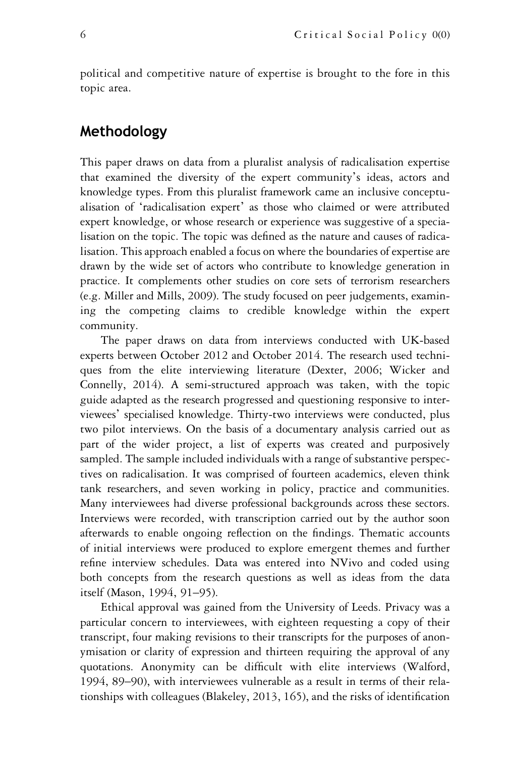political and competitive nature of expertise is brought to the fore in this topic area.

## Methodology

This paper draws on data from a pluralist analysis of radicalisation expertise that examined the diversity of the expert community's ideas, actors and knowledge types. From this pluralist framework came an inclusive conceptualisation of 'radicalisation expert' as those who claimed or were attributed expert knowledge, or whose research or experience was suggestive of a specialisation on the topic. The topic was defined as the nature and causes of radicalisation. This approach enabled a focus on where the boundaries of expertise are drawn by the wide set of actors who contribute to knowledge generation in practice. It complements other studies on core sets of terrorism researchers (e.g. Miller and Mills, 2009). The study focused on peer judgements, examining the competing claims to credible knowledge within the expert community.

The paper draws on data from interviews conducted with UK-based experts between October 2012 and October 2014. The research used techniques from the elite interviewing literature (Dexter, 2006; Wicker and Connelly, 2014). A semi-structured approach was taken, with the topic guide adapted as the research progressed and questioning responsive to interviewees' specialised knowledge. Thirty-two interviews were conducted, plus two pilot interviews. On the basis of a documentary analysis carried out as part of the wider project, a list of experts was created and purposively sampled. The sample included individuals with a range of substantive perspectives on radicalisation. It was comprised of fourteen academics, eleven think tank researchers, and seven working in policy, practice and communities. Many interviewees had diverse professional backgrounds across these sectors. Interviews were recorded, with transcription carried out by the author soon afterwards to enable ongoing reflection on the findings. Thematic accounts of initial interviews were produced to explore emergent themes and further refine interview schedules. Data was entered into NVivo and coded using both concepts from the research questions as well as ideas from the data itself (Mason, 1994, 91–95).

Ethical approval was gained from the University of Leeds. Privacy was a particular concern to interviewees, with eighteen requesting a copy of their transcript, four making revisions to their transcripts for the purposes of anonymisation or clarity of expression and thirteen requiring the approval of any quotations. Anonymity can be difficult with elite interviews (Walford, 1994, 89–90), with interviewees vulnerable as a result in terms of their relationships with colleagues (Blakeley, 2013, 165), and the risks of identification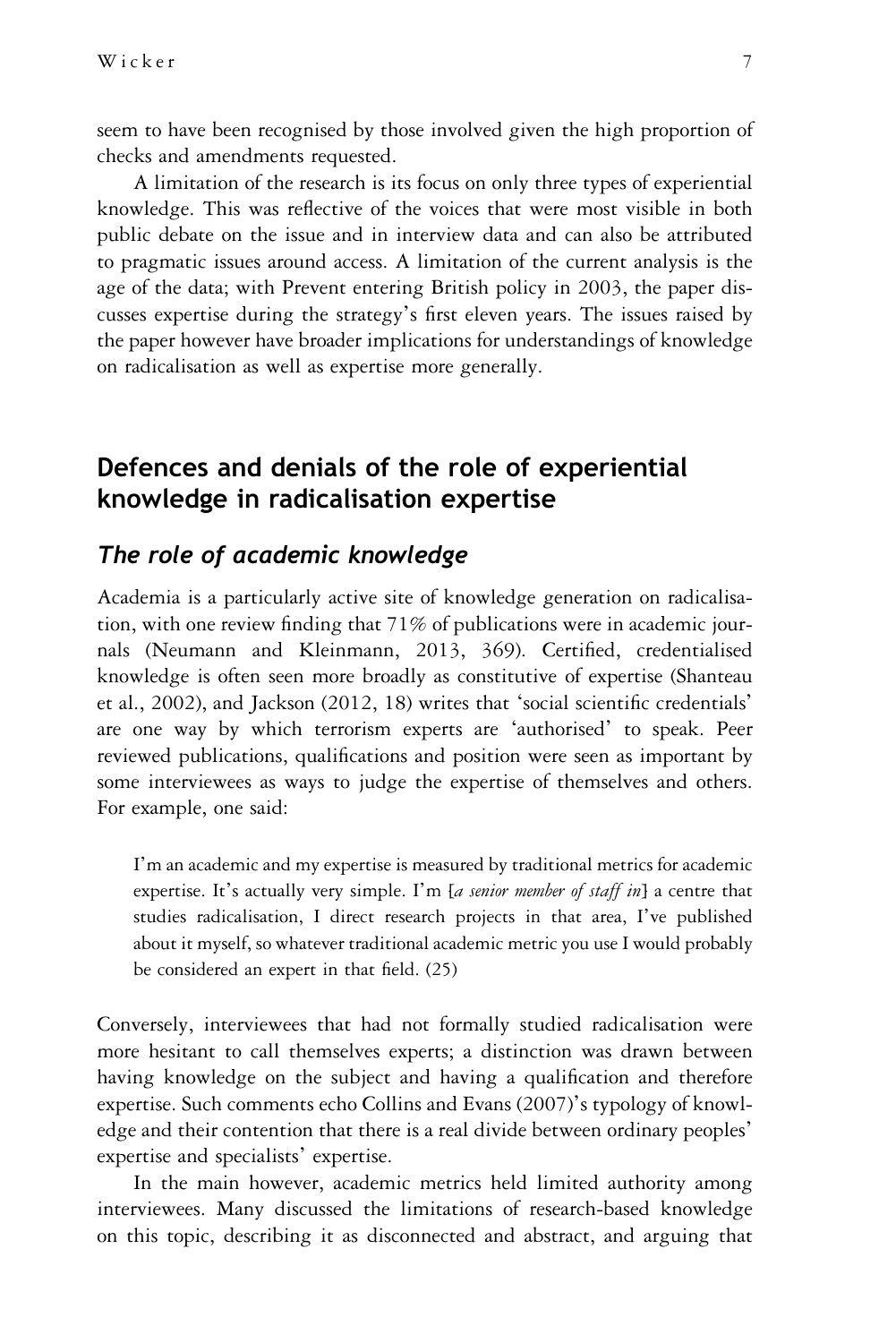seem to have been recognised by those involved given the high proportion of checks and amendments requested.

A limitation of the research is its focus on only three types of experiential knowledge. This was reflective of the voices that were most visible in both public debate on the issue and in interview data and can also be attributed to pragmatic issues around access. A limitation of the current analysis is the age of the data; with Prevent entering British policy in 2003, the paper discusses expertise during the strategy's first eleven years. The issues raised by the paper however have broader implications for understandings of knowledge on radicalisation as well as expertise more generally.

## Defences and denials of the role of experiential knowledge in radicalisation expertise

### *The role of academic knowledge*

Academia is a particularly active site of knowledge generation on radicalisation, with one review finding that 71% of publications were in academic journals (Neumann and Kleinmann, 2013, 369). Certified, credentialised knowledge is often seen more broadly as constitutive of expertise (Shanteau et al., 2002), and Jackson (2012, 18) writes that 'social scientific credentials' are one way by which terrorism experts are 'authorised' to speak. Peer reviewed publications, qualifications and position were seen as important by some interviewees as ways to judge the expertise of themselves and others. For example, one said:

> I'm an academic and my expertise is measured by traditional metrics for academic expertise. It's actually very simple. I'm [*a senior member of staff in*] a centre that studies radicalisation, I direct research projects in that area, I've published about it myself, so whatever traditional academic metric you use I would probably be considered an expert in that field. (25)

Conversely, interviewees that had not formally studied radicalisation were more hesitant to call themselves experts; a distinction was drawn between having knowledge on the subject and having a qualification and therefore expertise. Such comments echo Collins and Evans (2007)'s typology of knowledge and their contention that there is a real divide between ordinary peoples' expertise and specialists' expertise.

In the main however, academic metrics held limited authority among interviewees. Many discussed the limitations of research-based knowledge on this topic, describing it as disconnected and abstract, and arguing that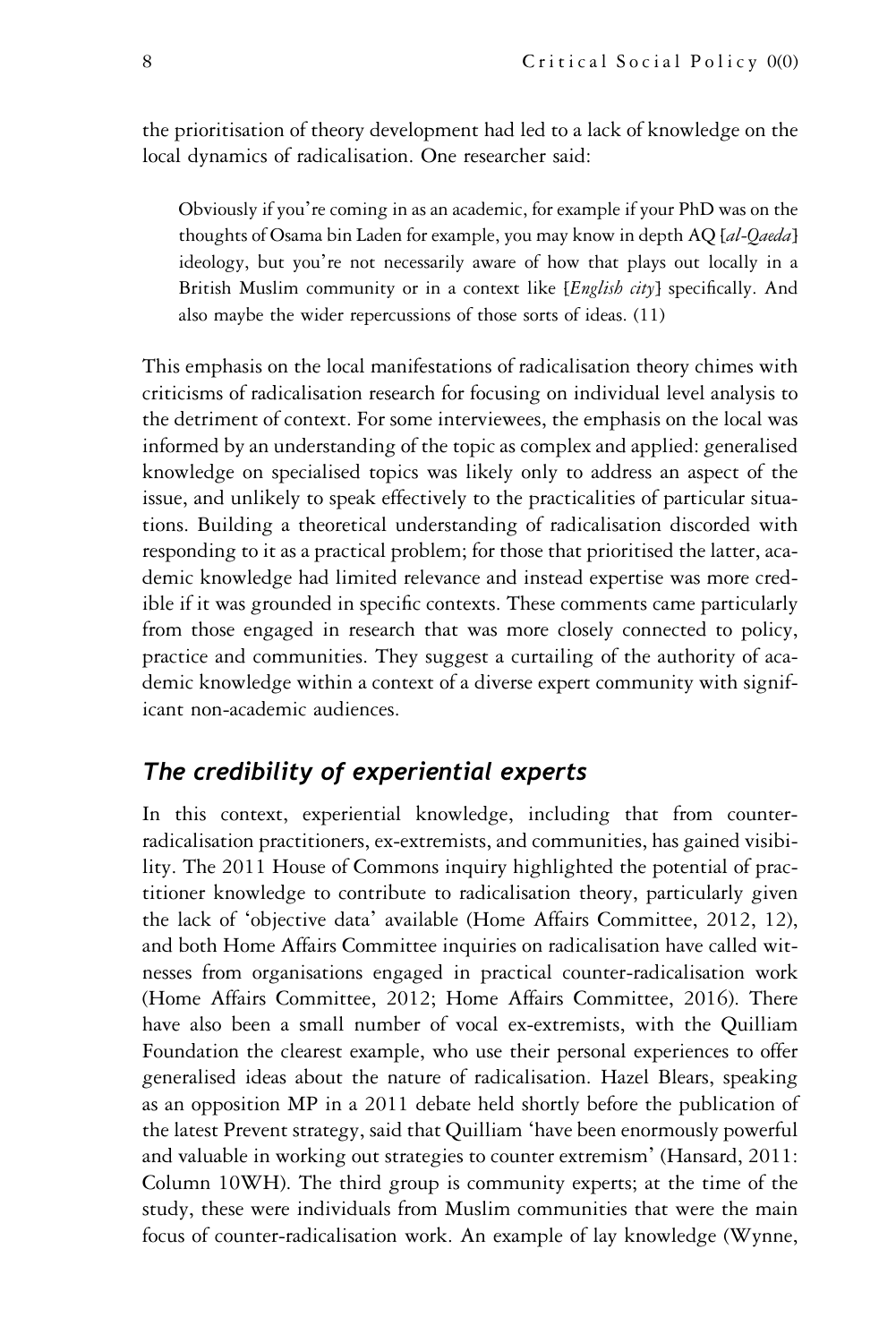the prioritisation of theory development had led to a lack of knowledge on the local dynamics of radicalisation. One researcher said:

> Obviously if you're coming in as an academic, for example if your PhD was on the thoughts of Osama bin Laden for example, you may know in depth AQ [*al-Qaeda*] ideology, but you're not necessarily aware of how that plays out locally in a British Muslim community or in a context like [*English city*] specifically. And also maybe the wider repercussions of those sorts of ideas. (11)

This emphasis on the local manifestations of radicalisation theory chimes with criticisms of radicalisation research for focusing on individual level analysis to the detriment of context. For some interviewees, the emphasis on the local was informed by an understanding of the topic as complex and applied: generalised knowledge on specialised topics was likely only to address an aspect of the issue, and unlikely to speak effectively to the practicalities of particular situations. Building a theoretical understanding of radicalisation discorded with responding to it as a practical problem; for those that prioritised the latter, academic knowledge had limited relevance and instead expertise was more credible if it was grounded in specific contexts. These comments came particularly from those engaged in research that was more closely connected to policy, practice and communities. They suggest a curtailing of the authority of academic knowledge within a context of a diverse expert community with significant non-academic audiences.

## *The credibility of experiential experts*

In this context, experiential knowledge, including that from counter-radicalisation practitioners, ex-extremists, and communities, has gained visibility. The 2011 House of Commons inquiry highlighted the potential of practitioner knowledge to contribute to radicalisation theory, particularly given the lack of 'objective data' available (Home Affairs Committee, 2012, 12), and both Home Affairs Committee inquiries on radicalisation have called witnesses from organisations engaged in practical counter-radicalisation work (Home Affairs Committee, 2012; Home Affairs Committee, 2016). There have also been a small number of vocal ex-extremists, with the Quilliam Foundation the clearest example, who use their personal experiences to offer generalised ideas about the nature of radicalisation. Hazel Blears, speaking as an opposition MP in a 2011 debate held shortly before the publication of the latest Prevent strategy, said that Quilliam 'have been enormously powerful and valuable in working out strategies to counter extremism' (Hansard, 2011: Column 10WH). The third group is community experts; at the time of the study, these were individuals from Muslim communities that were the main focus of counter-radicalisation work. An example of lay knowledge (Wynne,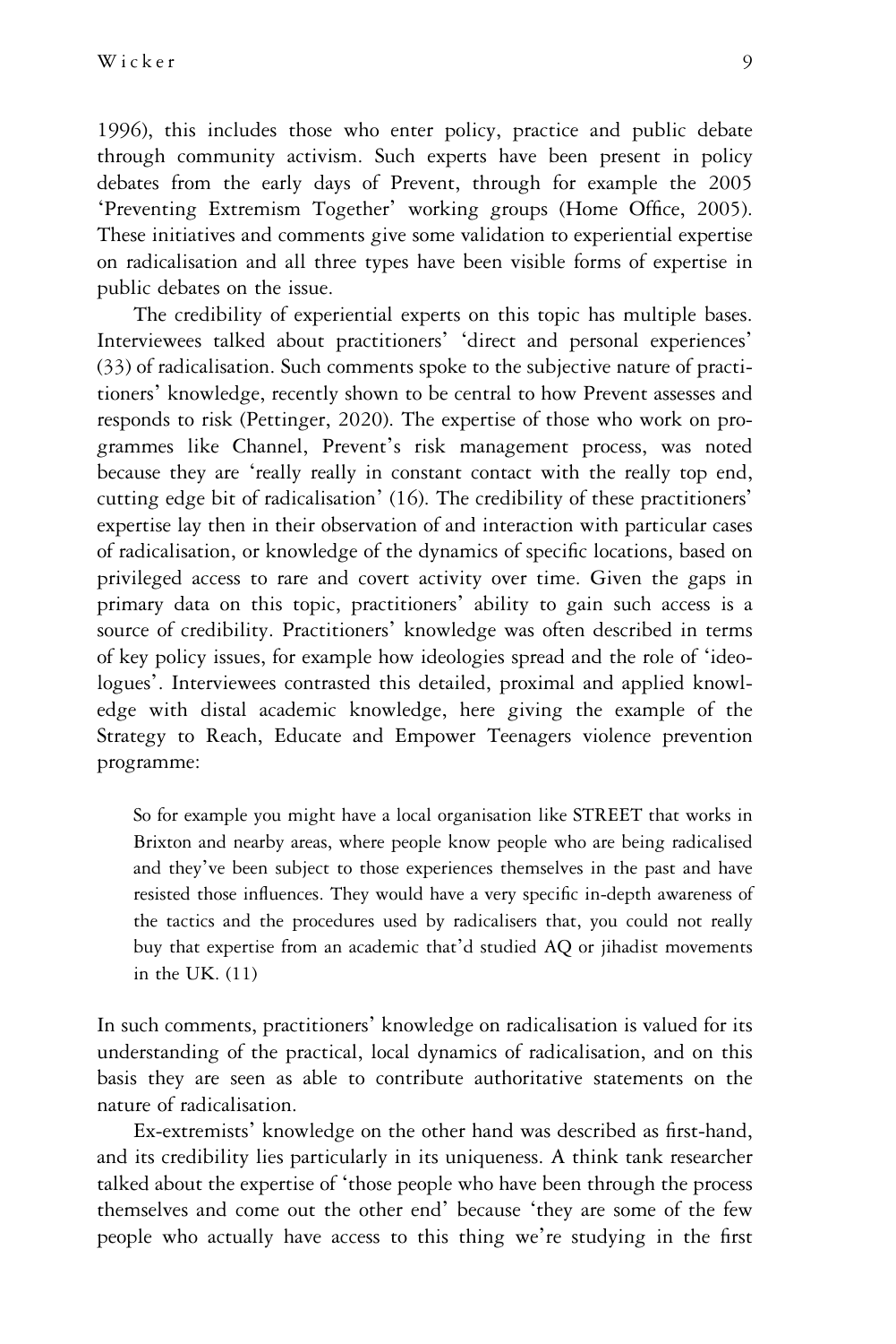1996), this includes those who enter policy, practice and public debate through community activism. Such experts have been present in policy debates from the early days of Prevent, through for example the 2005 'Preventing Extremism Together' working groups (Home Office, 2005). These initiatives and comments give some validation to experiential expertise on radicalisation and all three types have been visible forms of expertise in public debates on the issue.

The credibility of experiential experts on this topic has multiple bases. Interviewees talked about practitioners' 'direct and personal experiences' (33) of radicalisation. Such comments spoke to the subjective nature of practitioners' knowledge, recently shown to be central to how Prevent assesses and responds to risk (Pettinger, 2020). The expertise of those who work on programmes like Channel, Prevent's risk management process, was noted because they are 'really really in constant contact with the really top end, cutting edge bit of radicalisation' (16). The credibility of these practitioners' expertise lay then in their observation of and interaction with particular cases of radicalisation, or knowledge of the dynamics of specific locations, based on privileged access to rare and covert activity over time. Given the gaps in primary data on this topic, practitioners' ability to gain such access is a source of credibility. Practitioners' knowledge was often described in terms of key policy issues, for example how ideologies spread and the role of 'ideologues'. Interviewees contrasted this detailed, proximal and applied knowledge with distal academic knowledge, here giving the example of the Strategy to Reach, Educate and Empower Teenagers violence prevention programme:

> So for example you might have a local organisation like STREET that works in Brixton and nearby areas, where people know people who are being radicalised and they've been subject to those experiences themselves in the past and have resisted those influences. They would have a very specific in-depth awareness of the tactics and the procedures used by radicalisers that, you could not really buy that expertise from an academic that'd studied AQ or jihadist movements in the UK. (11)

In such comments, practitioners' knowledge on radicalisation is valued for its understanding of the practical, local dynamics of radicalisation, and on this basis they are seen as able to contribute authoritative statements on the nature of radicalisation.

Ex-extremists' knowledge on the other hand was described as first-hand, and its credibility lies particularly in its uniqueness. A think tank researcher talked about the expertise of 'those people who have been through the process themselves and come out the other end' because 'they are some of the few people who actually have access to this thing we're studying in the first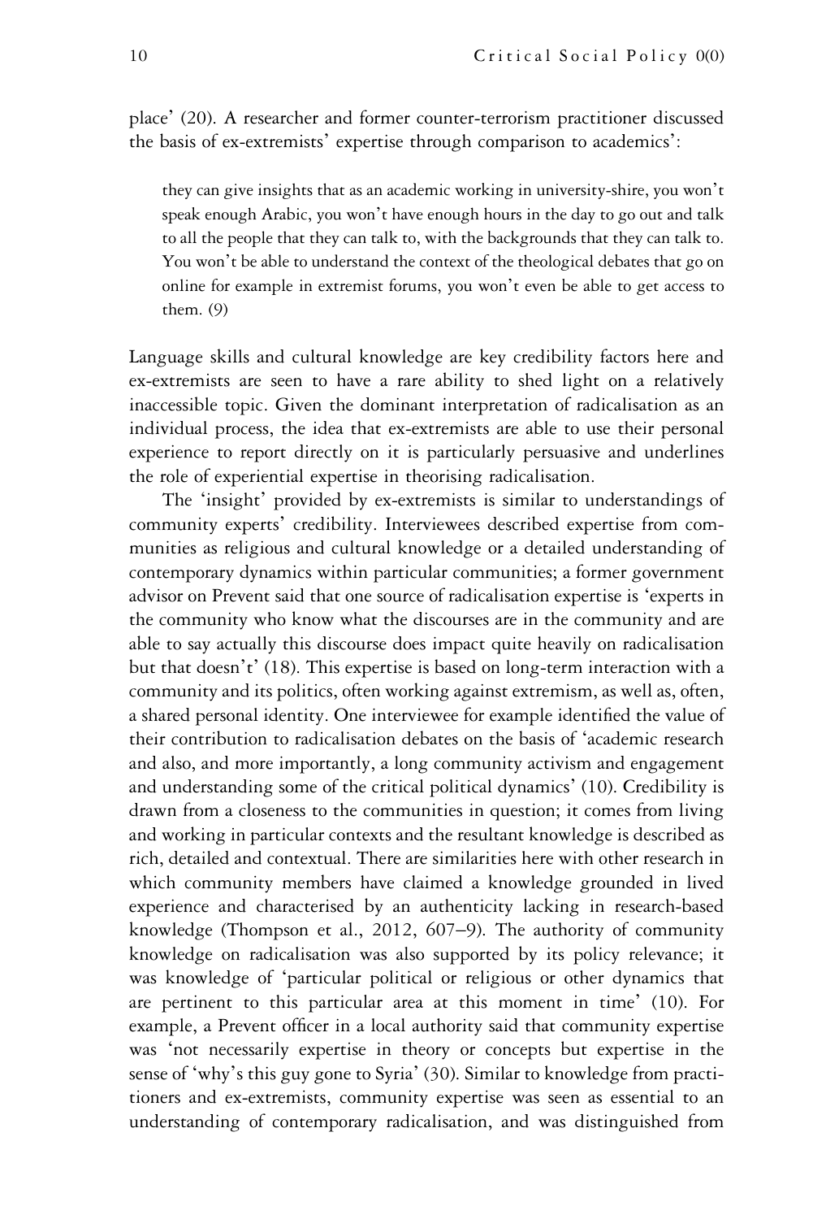place' (20). A researcher and former counter-terrorism practitioner discussed the basis of ex-extremists' expertise through comparison to academics':

> they can give insights that as an academic working in university-shire, you won't speak enough Arabic, you won't have enough hours in the day to go out and talk to all the people that they can talk to, with the backgrounds that they can talk to. You won't be able to understand the context of the theological debates that go on online for example in extremist forums, you won't even be able to get access to them. (9)

Language skills and cultural knowledge are key credibility factors here and ex-extremists are seen to have a rare ability to shed light on a relatively inaccessible topic. Given the dominant interpretation of radicalisation as an individual process, the idea that ex-extremists are able to use their personal experience to report directly on it is particularly persuasive and underlines the role of experiential expertise in theorising radicalisation.

The 'insight' provided by ex-extremists is similar to understandings of community experts' credibility. Interviewees described expertise from communities as religious and cultural knowledge or a detailed understanding of contemporary dynamics within particular communities; a former government advisor on Prevent said that one source of radicalisation expertise is 'experts in the community who know what the discourses are in the community and are able to say actually this discourse does impact quite heavily on radicalisation but that doesn't' (18). This expertise is based on long-term interaction with a community and its politics, often working against extremism, as well as, often, a shared personal identity. One interviewee for example identified the value of their contribution to radicalisation debates on the basis of 'academic research and also, and more importantly, a long community activism and engagement and understanding some of the critical political dynamics' (10). Credibility is drawn from a closeness to the communities in question; it comes from living and working in particular contexts and the resultant knowledge is described as rich, detailed and contextual. There are similarities here with other research in which community members have claimed a knowledge grounded in lived experience and characterised by an authenticity lacking in research-based knowledge (Thompson et al., 2012, 607–9). The authority of community knowledge on radicalisation was also supported by its policy relevance; it was knowledge of 'particular political or religious or other dynamics that are pertinent to this particular area at this moment in time' (10). For example, a Prevent officer in a local authority said that community expertise was 'not necessarily expertise in theory or concepts but expertise in the sense of 'why's this guy gone to Syria' (30). Similar to knowledge from practitioners and ex-extremists, community expertise was seen as essential to an understanding of contemporary radicalisation, and was distinguished from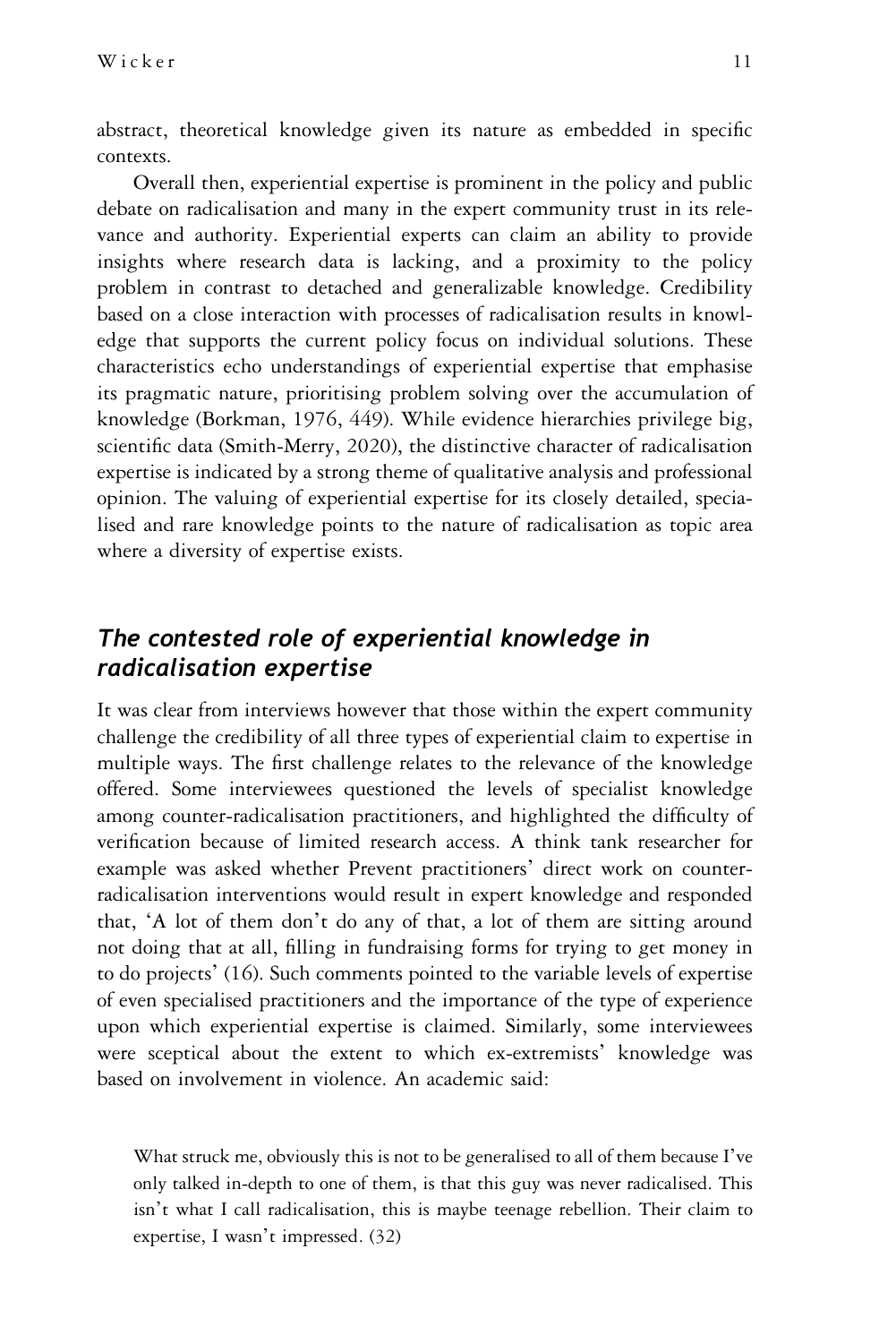abstract, theoretical knowledge given its nature as embedded in specific contexts.

Overall then, experiential expertise is prominent in the policy and public debate on radicalisation and many in the expert community trust in its relevance and authority. Experiential experts can claim an ability to provide insights where research data is lacking, and a proximity to the policy problem in contrast to detached and generalizable knowledge. Credibility based on a close interaction with processes of radicalisation results in knowledge that supports the current policy focus on individual solutions. These characteristics echo understandings of experiential expertise that emphasise its pragmatic nature, prioritising problem solving over the accumulation of knowledge (Borkman, 1976, 449). While evidence hierarchies privilege big, scientific data (Smith-Merry, 2020), the distinctive character of radicalisation expertise is indicated by a strong theme of qualitative analysis and professional opinion. The valuing of experiential expertise for its closely detailed, specialised and rare knowledge points to the nature of radicalisation as topic area where a diversity of expertise exists.

## *The contested role of experiential knowledge in radicalisation expertise*

It was clear from interviews however that those within the expert community challenge the credibility of all three types of experiential claim to expertise in multiple ways. The first challenge relates to the relevance of the knowledge offered. Some interviewees questioned the levels of specialist knowledge among counter-radicalisation practitioners, and highlighted the difficulty of verification because of limited research access. A think tank researcher for example was asked whether Prevent practitioners' direct work on counter-radicalisation interventions would result in expert knowledge and responded that, 'A lot of them don't do any of that, a lot of them are sitting around not doing that at all, filling in fundraising forms for trying to get money in to do projects' (16). Such comments pointed to the variable levels of expertise of even specialised practitioners and the importance of the type of experience upon which experiential expertise is claimed. Similarly, some interviewees were sceptical about the extent to which ex-extremists' knowledge was based on involvement in violence. An academic said:

> What struck me, obviously this is not to be generalised to all of them because I've only talked in-depth to one of them, is that this guy was never radicalised. This isn't what I call radicalisation, this is maybe teenage rebellion. Their claim to expertise, I wasn't impressed. (32)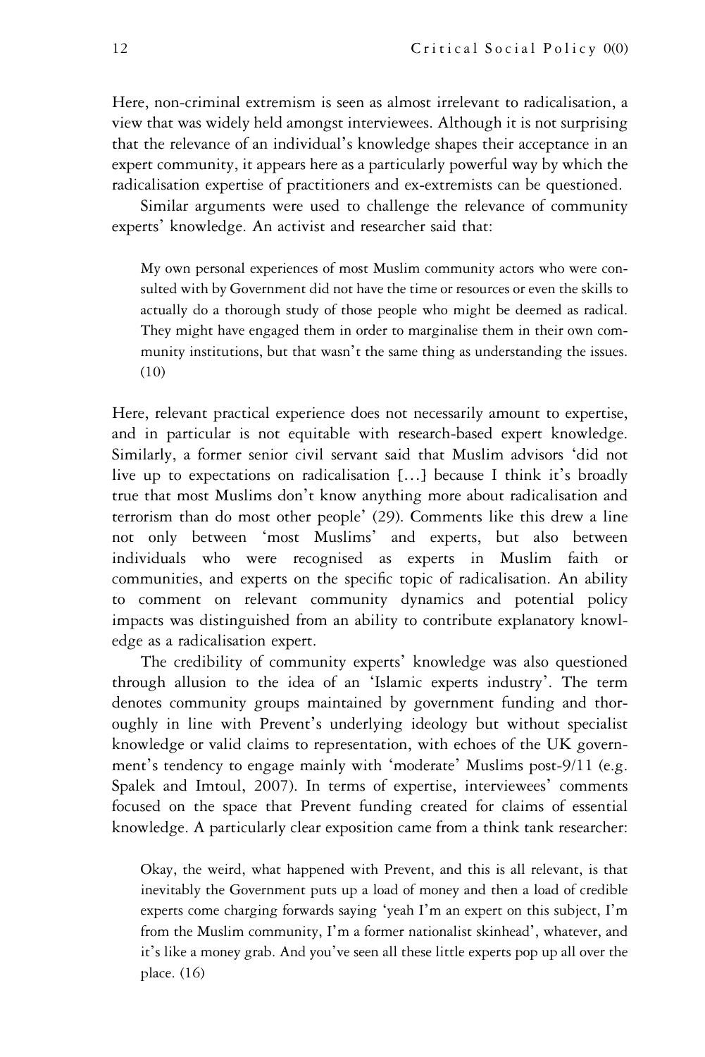Here, non-criminal extremism is seen as almost irrelevant to radicalisation, a view that was widely held amongst interviewees. Although it is not surprising that the relevance of an individual's knowledge shapes their acceptance in an expert community, it appears here as a particularly powerful way by which the radicalisation expertise of practitioners and ex-extremists can be questioned.

Similar arguments were used to challenge the relevance of community experts' knowledge. An activist and researcher said that:

> My own personal experiences of most Muslim community actors who were consulted with by Government did not have the time or resources or even the skills to actually do a thorough study of those people who might be deemed as radical. They might have engaged them in order to marginalise them in their own community institutions, but that wasn't the same thing as understanding the issues. (10)

Here, relevant practical experience does not necessarily amount to expertise, and in particular is not equitable with research-based expert knowledge. Similarly, a former senior civil servant said that Muslim advisors 'did not live up to expectations on radicalisation […] because I think it's broadly true that most Muslims don't know anything more about radicalisation and terrorism than do most other people' (29). Comments like this drew a line not only between 'most Muslims' and experts, but also between individuals who were recognised as experts in Muslim faith or communities, and experts on the specific topic of radicalisation. An ability to comment on relevant community dynamics and potential policy impacts was distinguished from an ability to contribute explanatory knowledge as a radicalisation expert.

The credibility of community experts' knowledge was also questioned through allusion to the idea of an 'Islamic experts industry'. The term denotes community groups maintained by government funding and thoroughly in line with Prevent's underlying ideology but without specialist knowledge or valid claims to representation, with echoes of the UK government's tendency to engage mainly with 'moderate' Muslims post-9/11 (e.g. Spalek and Imtoul, 2007). In terms of expertise, interviewees' comments focused on the space that Prevent funding created for claims of essential knowledge. A particularly clear exposition came from a think tank researcher:

> Okay, the weird, what happened with Prevent, and this is all relevant, is that inevitably the Government puts up a load of money and then a load of credible experts come charging forwards saying 'yeah I'm an expert on this subject, I'm from the Muslim community, I'm a former nationalist skinhead', whatever, and it's like a money grab. And you've seen all these little experts pop up all over the place. (16)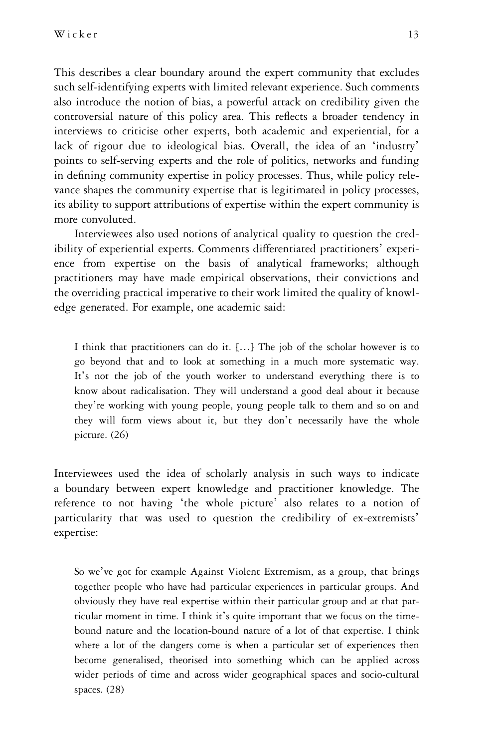This describes a clear boundary around the expert community that excludes such self-identifying experts with limited relevant experience. Such comments also introduce the notion of bias, a powerful attack on credibility given the controversial nature of this policy area. This reflects a broader tendency in interviews to criticise other experts, both academic and experiential, for a lack of rigour due to ideological bias. Overall, the idea of an 'industry' points to self-serving experts and the role of politics, networks and funding in defining community expertise in policy processes. Thus, while policy relevance shapes the community expertise that is legitimated in policy processes, its ability to support attributions of expertise within the expert community is more convoluted.

Interviewees also used notions of analytical quality to question the credibility of experiential experts. Comments differentiated practitioners' experience from expertise on the basis of analytical frameworks; although practitioners may have made empirical observations, their convictions and the overriding practical imperative to their work limited the quality of knowledge generated. For example, one academic said:

> I think that practitioners can do it. […] The job of the scholar however is to go beyond that and to look at something in a much more systematic way. It's not the job of the youth worker to understand everything there is to know about radicalisation. They will understand a good deal about it because they're working with young people, young people talk to them and so on and they will form views about it, but they don't necessarily have the whole picture. (26)

Interviewees used the idea of scholarly analysis in such ways to indicate a boundary between expert knowledge and practitioner knowledge. The reference to not having 'the whole picture' also relates to a notion of particularity that was used to question the credibility of ex-extremists' expertise:

> So we've got for example Against Violent Extremism, as a group, that brings together people who have had particular experiences in particular groups. And obviously they have real expertise within their particular group and at that particular moment in time. I think it's quite important that we focus on the time-bound nature and the location-bound nature of a lot of that expertise. I think where a lot of the dangers come is when a particular set of experiences then become generalised, theorised into something which can be applied across wider periods of time and across wider geographical spaces and socio-cultural spaces. (28)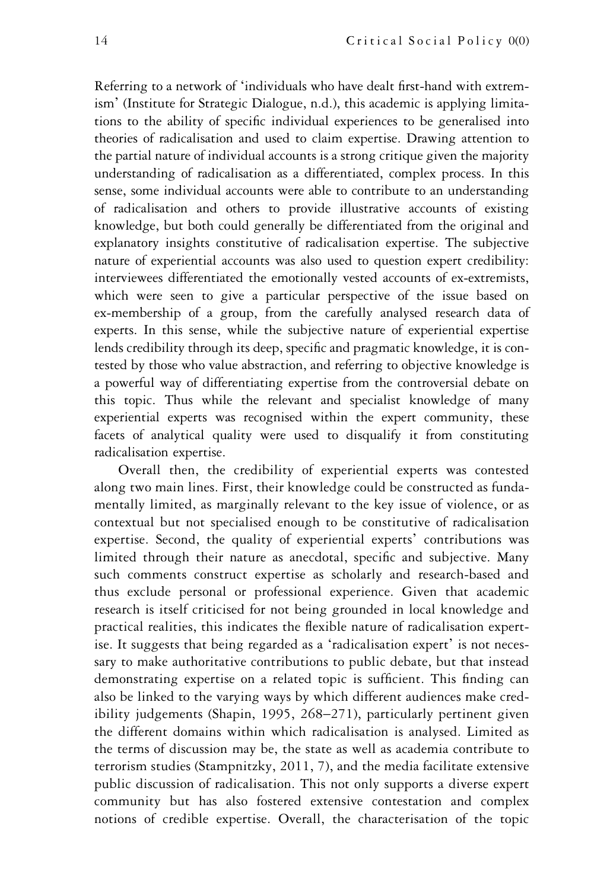Referring to a network of 'individuals who have dealt first-hand with extremism' (Institute for Strategic Dialogue, n.d.), this academic is applying limitations to the ability of specific individual experiences to be generalised into theories of radicalisation and used to claim expertise. Drawing attention to the partial nature of individual accounts is a strong critique given the majority understanding of radicalisation as a differentiated, complex process. In this sense, some individual accounts were able to contribute to an understanding of radicalisation and others to provide illustrative accounts of existing knowledge, but both could generally be differentiated from the original and explanatory insights constitutive of radicalisation expertise. The subjective nature of experiential accounts was also used to question expert credibility: interviewees differentiated the emotionally vested accounts of ex-extremists, which were seen to give a particular perspective of the issue based on ex-membership of a group, from the carefully analysed research data of experts. In this sense, while the subjective nature of experiential expertise lends credibility through its deep, specific and pragmatic knowledge, it is contested by those who value abstraction, and referring to objective knowledge is a powerful way of differentiating expertise from the controversial debate on this topic. Thus while the relevant and specialist knowledge of many experiential experts was recognised within the expert community, these facets of analytical quality were used to disqualify it from constituting radicalisation expertise.

Overall then, the credibility of experiential experts was contested along two main lines. First, their knowledge could be constructed as fundamentally limited, as marginally relevant to the key issue of violence, or as contextual but not specialised enough to be constitutive of radicalisation expertise. Second, the quality of experiential experts' contributions was limited through their nature as anecdotal, specific and subjective. Many such comments construct expertise as scholarly and research-based and thus exclude personal or professional experience. Given that academic research is itself criticised for not being grounded in local knowledge and practical realities, this indicates the flexible nature of radicalisation expertise. It suggests that being regarded as a 'radicalisation expert' is not necessary to make authoritative contributions to public debate, but that instead demonstrating expertise on a related topic is sufficient. This finding can also be linked to the varying ways by which different audiences make credibility judgements (Shapin, 1995, 268–271), particularly pertinent given the different domains within which radicalisation is analysed. Limited as the terms of discussion may be, the state as well as academia contribute to terrorism studies (Stampnitzky, 2011, 7), and the media facilitate extensive public discussion of radicalisation. This not only supports a diverse expert community but has also fostered extensive contestation and complex notions of credible expertise. Overall, the characterisation of the topic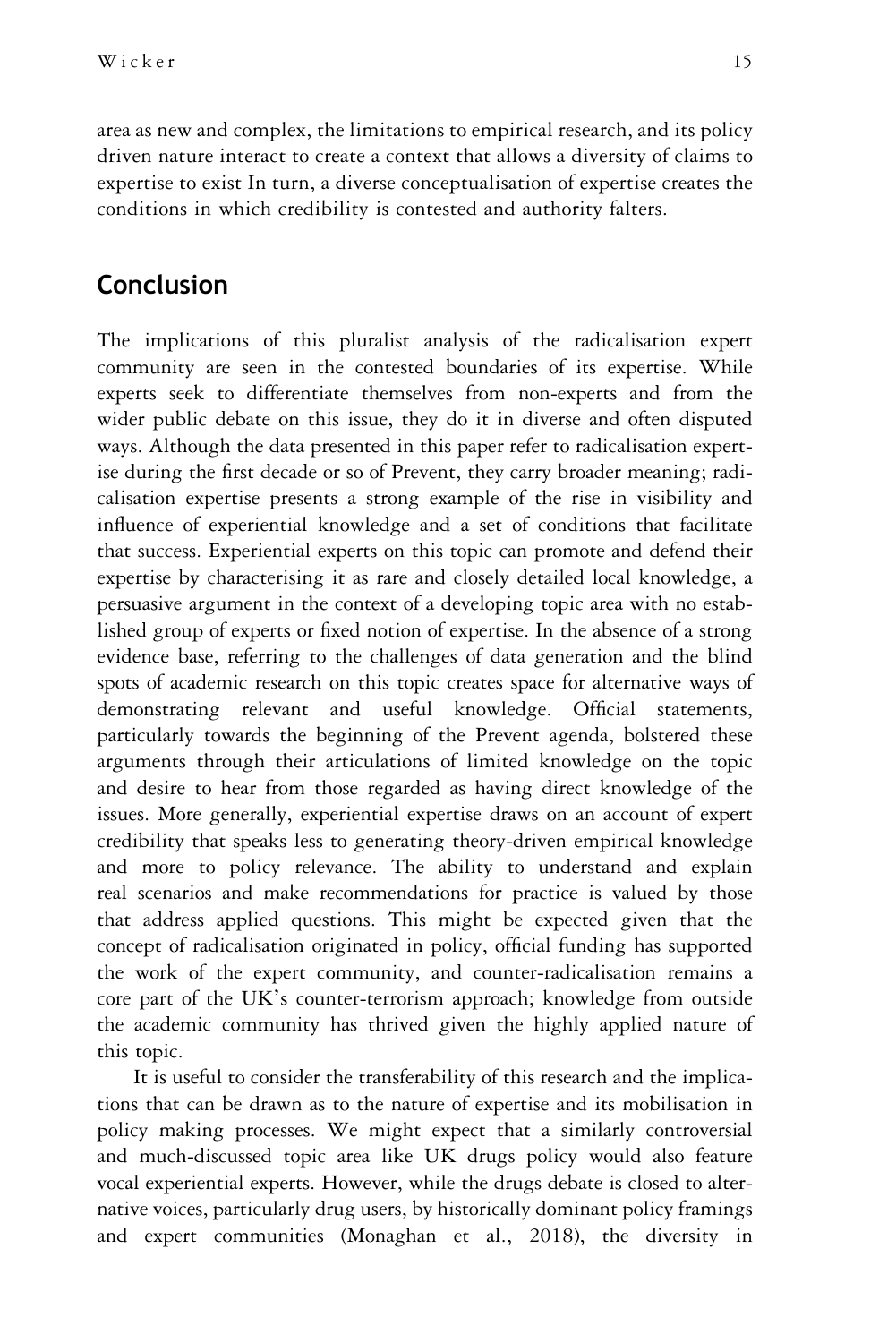area as new and complex, the limitations to empirical research, and its policy driven nature interact to create a context that allows a diversity of claims to expertise to exist In turn, a diverse conceptualisation of expertise creates the conditions in which credibility is contested and authority falters.

## Conclusion

The implications of this pluralist analysis of the radicalisation expert community are seen in the contested boundaries of its expertise. While experts seek to differentiate themselves from non-experts and from the wider public debate on this issue, they do it in diverse and often disputed ways. Although the data presented in this paper refer to radicalisation expertise during the first decade or so of Prevent, they carry broader meaning; radicalisation expertise presents a strong example of the rise in visibility and influence of experiential knowledge and a set of conditions that facilitate that success. Experiential experts on this topic can promote and defend their expertise by characterising it as rare and closely detailed local knowledge, a persuasive argument in the context of a developing topic area with no established group of experts or fixed notion of expertise. In the absence of a strong evidence base, referring to the challenges of data generation and the blind spots of academic research on this topic creates space for alternative ways of demonstrating relevant and useful knowledge. Official statements, particularly towards the beginning of the Prevent agenda, bolstered these arguments through their articulations of limited knowledge on the topic and desire to hear from those regarded as having direct knowledge of the issues. More generally, experiential expertise draws on an account of expert credibility that speaks less to generating theory-driven empirical knowledge and more to policy relevance. The ability to understand and explain real scenarios and make recommendations for practice is valued by those that address applied questions. This might be expected given that the concept of radicalisation originated in policy, official funding has supported the work of the expert community, and counter-radicalisation remains a core part of the UK's counter-terrorism approach; knowledge from outside the academic community has thrived given the highly applied nature of this topic.

It is useful to consider the transferability of this research and the implications that can be drawn as to the nature of expertise and its mobilisation in policy making processes. We might expect that a similarly controversial and much-discussed topic area like UK drugs policy would also feature vocal experiential experts. However, while the drugs debate is closed to alternative voices, particularly drug users, by historically dominant policy framings and expert communities (Monaghan et al., 2018), the diversity in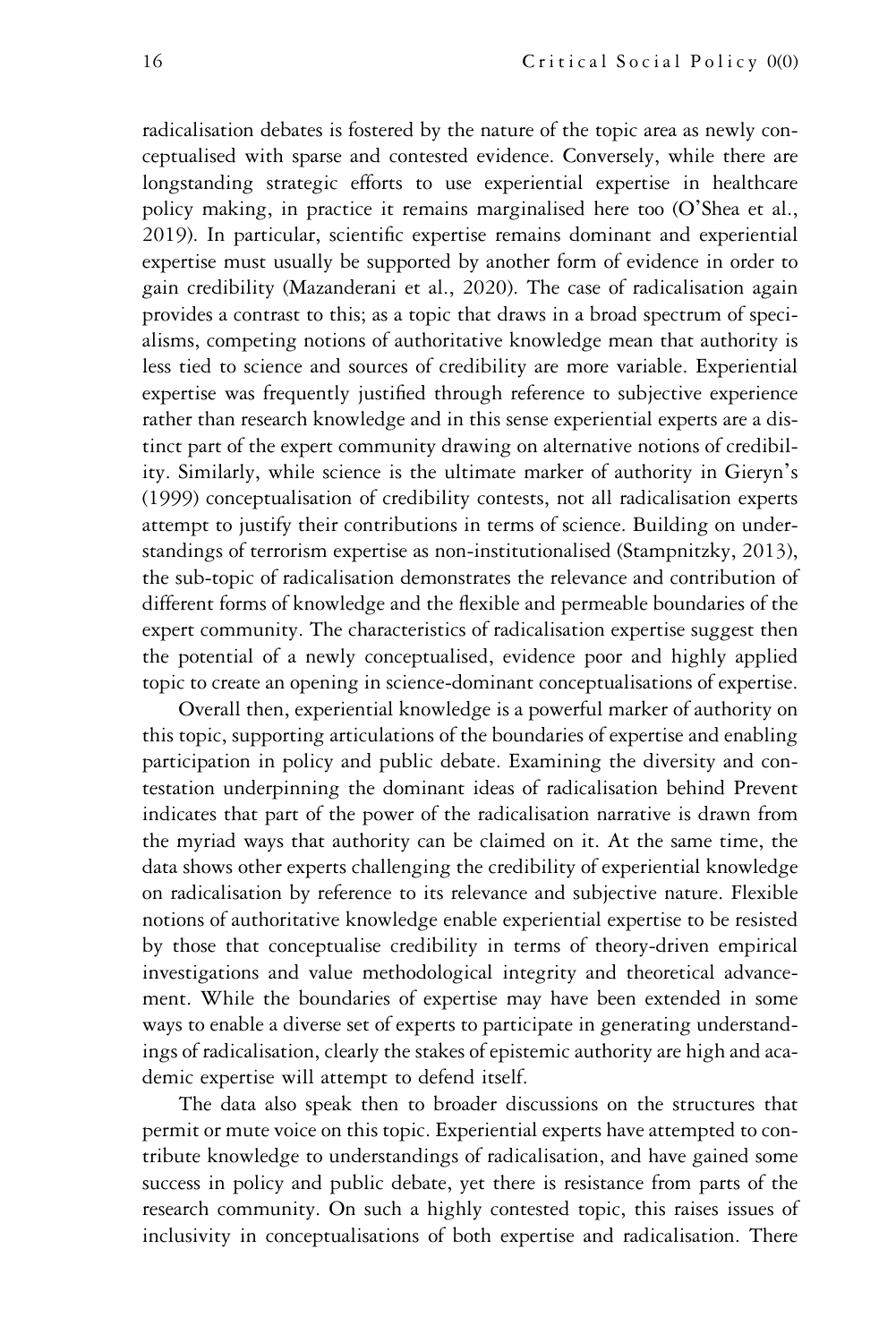radicalisation debates is fostered by the nature of the topic area as newly conceptualised with sparse and contested evidence. Conversely, while there are longstanding strategic efforts to use experiential expertise in healthcare policy making, in practice it remains marginalised here too (O'Shea et al., 2019). In particular, scientific expertise remains dominant and experiential expertise must usually be supported by another form of evidence in order to gain credibility (Mazanderani et al., 2020). The case of radicalisation again provides a contrast to this; as a topic that draws in a broad spectrum of specialisms, competing notions of authoritative knowledge mean that authority is less tied to science and sources of credibility are more variable. Experiential expertise was frequently justified through reference to subjective experience rather than research knowledge and in this sense experiential experts are a distinct part of the expert community drawing on alternative notions of credibility. Similarly, while science is the ultimate marker of authority in Gieryn's (1999) conceptualisation of credibility contests, not all radicalisation experts attempt to justify their contributions in terms of science. Building on understandings of terrorism expertise as non-institutionalised (Stampnitzky, 2013), the sub-topic of radicalisation demonstrates the relevance and contribution of different forms of knowledge and the flexible and permeable boundaries of the expert community. The characteristics of radicalisation expertise suggest then the potential of a newly conceptualised, evidence poor and highly applied topic to create an opening in science-dominant conceptualisations of expertise.

Overall then, experiential knowledge is a powerful marker of authority on this topic, supporting articulations of the boundaries of expertise and enabling participation in policy and public debate. Examining the diversity and contestation underpinning the dominant ideas of radicalisation behind Prevent indicates that part of the power of the radicalisation narrative is drawn from the myriad ways that authority can be claimed on it. At the same time, the data shows other experts challenging the credibility of experiential knowledge on radicalisation by reference to its relevance and subjective nature. Flexible notions of authoritative knowledge enable experiential expertise to be resisted by those that conceptualise credibility in terms of theory-driven empirical investigations and value methodological integrity and theoretical advancement. While the boundaries of expertise may have been extended in some ways to enable a diverse set of experts to participate in generating understandings of radicalisation, clearly the stakes of epistemic authority are high and academic expertise will attempt to defend itself.

The data also speak then to broader discussions on the structures that permit or mute voice on this topic. Experiential experts have attempted to contribute knowledge to understandings of radicalisation, and have gained some success in policy and public debate, yet there is resistance from parts of the research community. On such a highly contested topic, this raises issues of inclusivity in conceptualisations of both expertise and radicalisation. There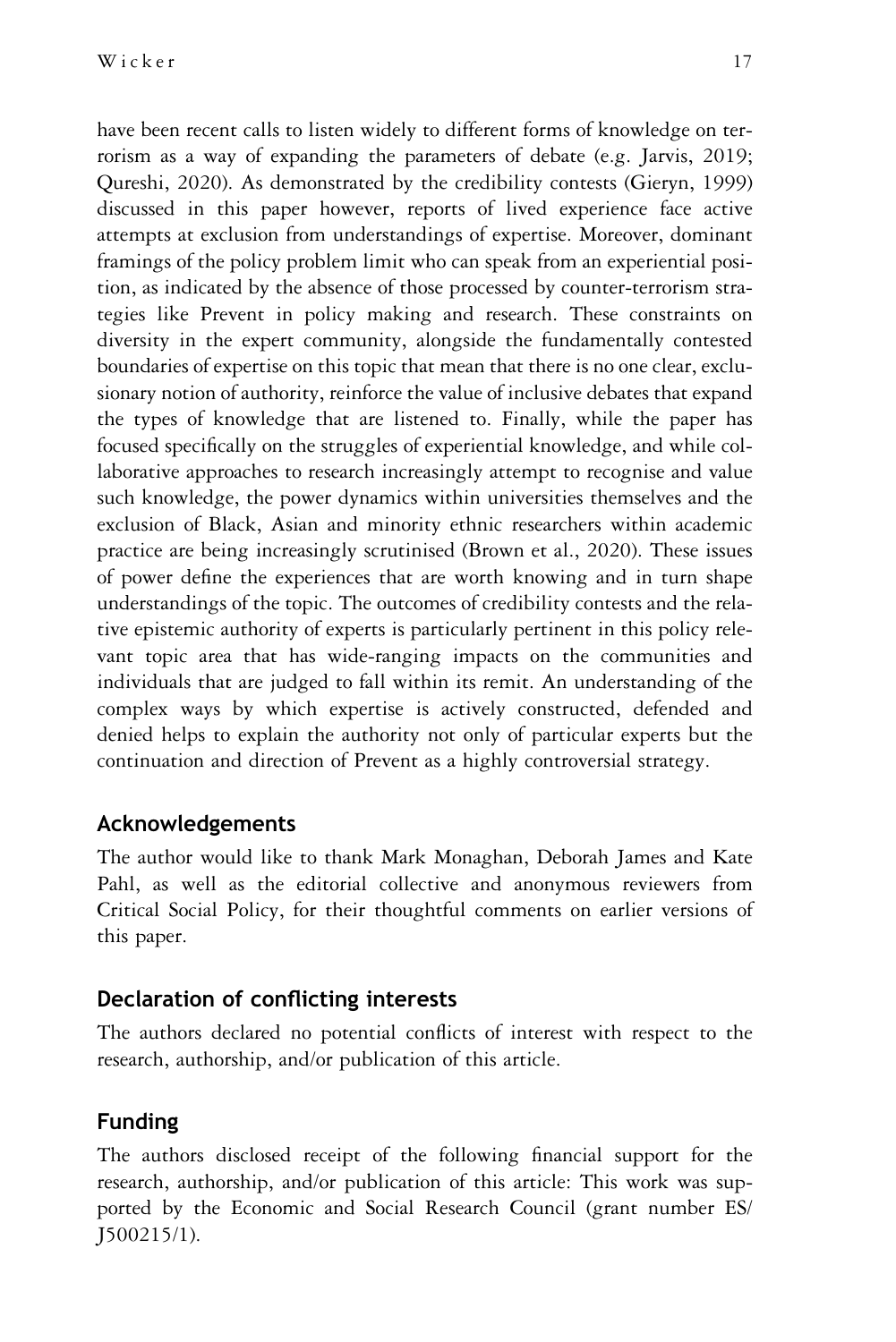have been recent calls to listen widely to different forms of knowledge on terrorism as a way of expanding the parameters of debate (e.g. Jarvis, 2019; Qureshi, 2020). As demonstrated by the credibility contests (Gieryn, 1999) discussed in this paper however, reports of lived experience face active attempts at exclusion from understandings of expertise. Moreover, dominant framings of the policy problem limit who can speak from an experiential position, as indicated by the absence of those processed by counter-terrorism strategies like Prevent in policy making and research. These constraints on diversity in the expert community, alongside the fundamentally contested boundaries of expertise on this topic that mean that there is no one clear, exclusionary notion of authority, reinforce the value of inclusive debates that expand the types of knowledge that are listened to. Finally, while the paper has focused specifically on the struggles of experiential knowledge, and while collaborative approaches to research increasingly attempt to recognise and value such knowledge, the power dynamics within universities themselves and the exclusion of Black, Asian and minority ethnic researchers within academic practice are being increasingly scrutinised (Brown et al., 2020). These issues of power define the experiences that are worth knowing and in turn shape understandings of the topic. The outcomes of credibility contests and the relative epistemic authority of experts is particularly pertinent in this policy relevant topic area that has wide-ranging impacts on the communities and individuals that are judged to fall within its remit. An understanding of the complex ways by which expertise is actively constructed, defended and denied helps to explain the authority not only of particular experts but the continuation and direction of Prevent as a highly controversial strategy.

## Acknowledgements

The author would like to thank Mark Monaghan, Deborah James and Kate Pahl, as well as the editorial collective and anonymous reviewers from Critical Social Policy, for their thoughtful comments on earlier versions of this paper.

## Declaration of conflicting interests

The authors declared no potential conflicts of interest with respect to the research, authorship, and/or publication of this article.

## Funding

The authors disclosed receipt of the following financial support for the research, authorship, and/or publication of this article: This work was supported by the Economic and Social Research Council (grant number ES/J500215/1).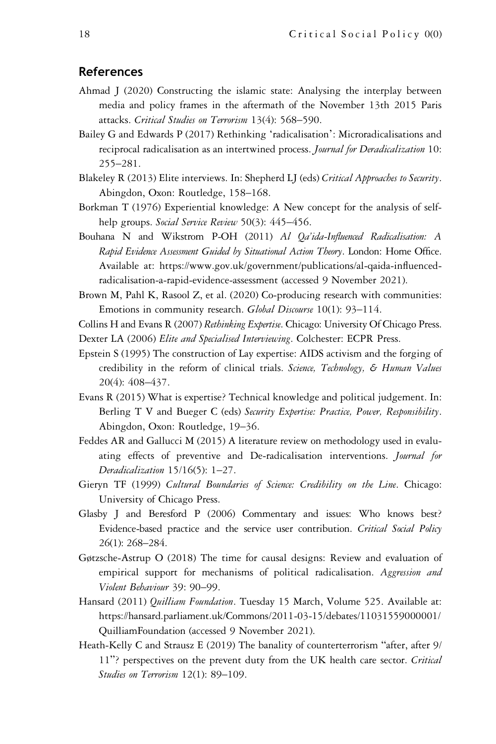## References

Ahmad J (2020) Constructing the islamic state: Analysing the interplay between media and policy frames in the aftermath of the November 13th 2015 Paris attacks. *Critical Studies on Terrorism* 13(4): 568–590.

Bailey G and Edwards P (2017) Rethinking 'radicalisation': Microradicalisations and reciprocal radicalisation as an intertwined process. *Journal for Deradicalization* 10: 255–281.

Blakeley R (2013) Elite interviews. In: Shepherd LJ (eds) *Critical Approaches to Security*. Abingdon, Oxon: Routledge, 158–168.

Borkman T (1976) Experiential knowledge: A New concept for the analysis of self-help groups. *Social Service Review* 50(3): 445–456.

Bouhana N and Wikstrom P-OH (2011) *Al Qa'ida-Influenced Radicalisation: A Rapid Evidence Assessment Guided by Situational Action Theory*. London: Home Office. Available at: https://www.gov.uk/government/publications/al-qaida-influenced-radicalisation-a-rapid-evidence-assessment (accessed 9 November 2021).

Brown M, Pahl K, Rasool Z, et al. (2020) Co-producing research with communities: Emotions in community research. *Global Discourse* 10(1): 93–114.

Collins H and Evans R (2007) *Rethinking Expertise*. Chicago: University Of Chicago Press.

Dexter LA (2006) *Elite and Specialised Interviewing*. Colchester: ECPR Press.

Epstein S (1995) The construction of Lay expertise: AIDS activism and the forging of credibility in the reform of clinical trials. *Science, Technology, & Human Values* 20(4): 408–437.

Evans R (2015) What is expertise? Technical knowledge and political judgement. In: Berling T V and Bueger C (eds) *Security Expertise: Practice, Power, Responsibility*. Abingdon, Oxon: Routledge, 19–36.

Feddes AR and Gallucci M (2015) A literature review on methodology used in evaluating effects of preventive and De-radicalisation interventions. *Journal for Deradicalization* 15/16(5): 1–27.

Gieryn TF (1999) *Cultural Boundaries of Science: Credibility on the Line*. Chicago: University of Chicago Press.

Glasby J and Beresford P (2006) Commentary and issues: Who knows best? Evidence-based practice and the service user contribution. *Critical Social Policy* 26(1): 268–284.

Gøtzsche-Astrup O (2018) The time for causal designs: Review and evaluation of empirical support for mechanisms of political radicalisation. *Aggression and Violent Behaviour* 39: 90–99.

Hansard (2011) *Quilliam Foundation*. Tuesday 15 March, Volume 525. Available at: https://hansard.parliament.uk/Commons/2011-03-15/debates/11031559000001/QuilliamFoundation (accessed 9 November 2021).

Heath-Kelly C and Strausz E (2019) The banality of counterterrorism "after, after 9/11"? perspectives on the prevent duty from the UK health care sector. *Critical Studies on Terrorism* 12(1): 89–109.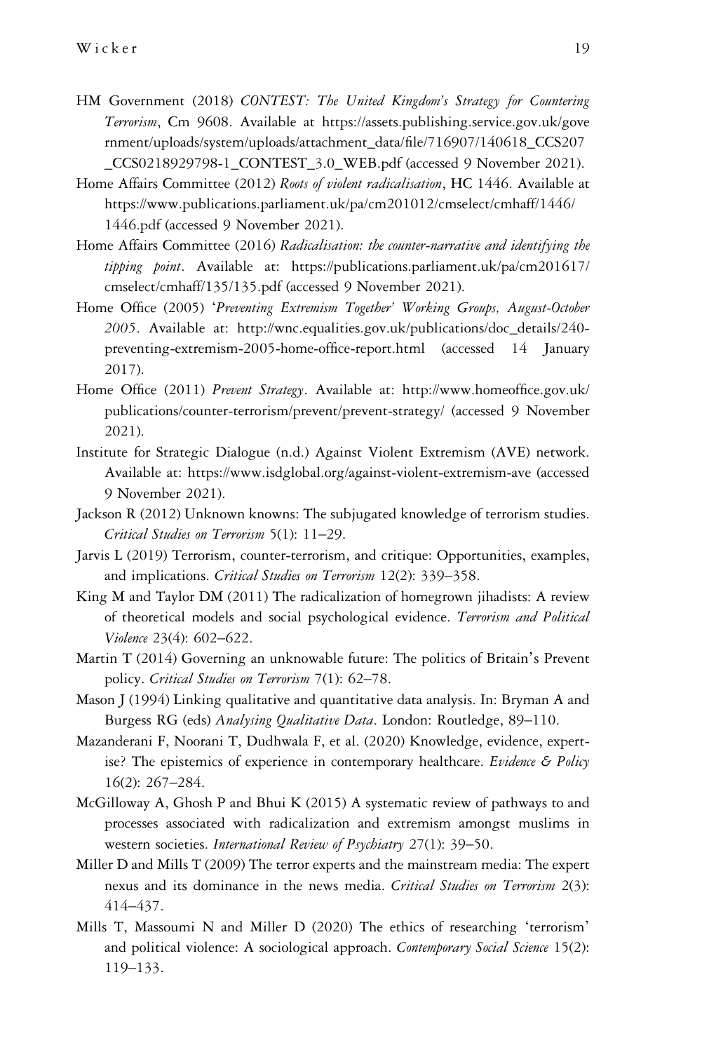HM Government (2018) *CONTEST: The United Kingdom's Strategy for Countering Terrorism*, Cm 9608. Available at https://assets.publishing.service.gov.uk/government/uploads/system/uploads/attachment_data/file/716907/140618_CCS207_CCS0218929798-1_CONTEST_3.0_WEB.pdf (accessed 9 November 2021).

Home Affairs Committee (2012) *Roots of violent radicalisation*, HC 1446. Available at https://www.publications.parliament.uk/pa/cm201012/cmselect/cmhaff/1446/1446.pdf (accessed 9 November 2021).

Home Affairs Committee (2016) *Radicalisation: the counter-narrative and identifying the tipping point*. Available at: https://publications.parliament.uk/pa/cm201617/cmselect/cmhaff/135/135.pdf (accessed 9 November 2021).

Home Office (2005) *'Preventing Extremism Together' Working Groups, August-October 2005*. Available at: http://wnc.equalities.gov.uk/publications/doc_details/240-preventing-extremism-2005-home-office-report.html (accessed 14 January 2017).

Home Office (2011) *Prevent Strategy*. Available at: http://www.homeoffice.gov.uk/publications/counter-terrorism/prevent/prevent-strategy/ (accessed 9 November 2021).

Institute for Strategic Dialogue (n.d.) Against Violent Extremism (AVE) network. Available at: https://www.isdglobal.org/against-violent-extremism-ave (accessed 9 November 2021).

Jackson R (2012) Unknown knowns: The subjugated knowledge of terrorism studies. *Critical Studies on Terrorism* 5(1): 11–29.

Jarvis L (2019) Terrorism, counter-terrorism, and critique: Opportunities, examples, and implications. *Critical Studies on Terrorism* 12(2): 339–358.

King M and Taylor DM (2011) The radicalization of homegrown jihadists: A review of theoretical models and social psychological evidence. *Terrorism and Political Violence* 23(4): 602–622.

Martin T (2014) Governing an unknowable future: The politics of Britain's Prevent policy. *Critical Studies on Terrorism* 7(1): 62–78.

Mason J (1994) Linking qualitative and quantitative data analysis. In: Bryman A and Burgess RG (eds) *Analysing Qualitative Data*. London: Routledge, 89–110.

Mazanderani F, Noorani T, Dudhwala F, et al. (2020) Knowledge, evidence, expertise? The epistemics of experience in contemporary healthcare. *Evidence & Policy* 16(2): 267–284.

McGilloway A, Ghosh P and Bhui K (2015) A systematic review of pathways to and processes associated with radicalization and extremism amongst muslims in western societies. *International Review of Psychiatry* 27(1): 39–50.

Miller D and Mills T (2009) The terror experts and the mainstream media: The expert nexus and its dominance in the news media. *Critical Studies on Terrorism* 2(3): 414–437.

Mills T, Massoumi N and Miller D (2020) The ethics of researching 'terrorism' and political violence: A sociological approach. *Contemporary Social Science* 15(2): 119–133.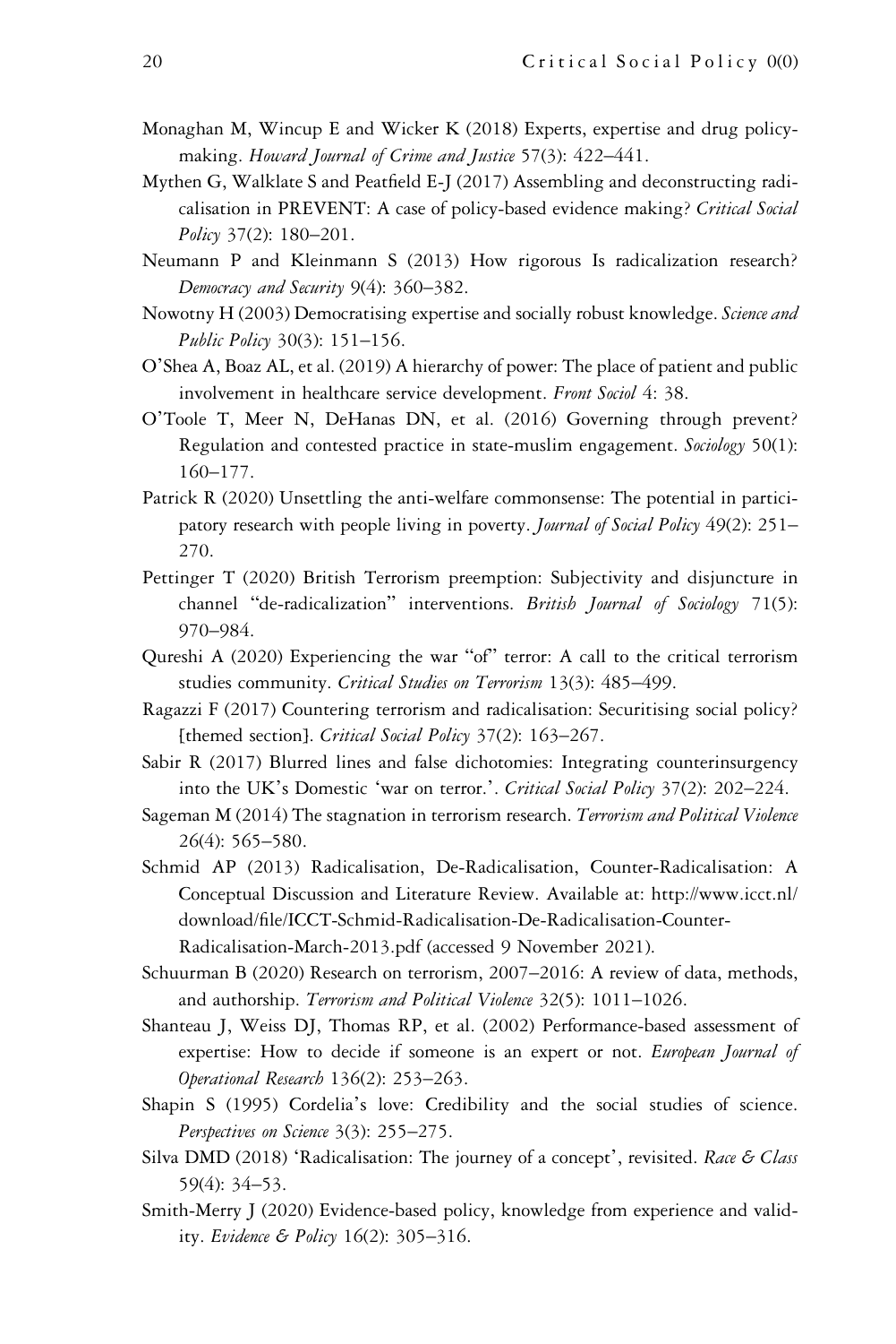Monaghan M, Wincup E and Wicker K (2018) Experts, expertise and drug policy-making. *Howard Journal of Crime and Justice* 57(3): 422–441.

Mythen G, Walklate S and Peatfield E-J (2017) Assembling and deconstructing radicalisation in PREVENT: A case of policy-based evidence making? *Critical Social Policy* 37(2): 180–201.

Neumann P and Kleinmann S (2013) How rigorous Is radicalization research? *Democracy and Security* 9(4): 360–382.

Nowotny H (2003) Democratising expertise and socially robust knowledge. *Science and Public Policy* 30(3): 151–156.

O'Shea A, Boaz AL, et al. (2019) A hierarchy of power: The place of patient and public involvement in healthcare service development. *Front Sociol* 4: 38.

O'Toole T, Meer N, DeHanas DN, et al. (2016) Governing through prevent? Regulation and contested practice in state-muslim engagement. *Sociology* 50(1): 160–177.

Patrick R (2020) Unsettling the anti-welfare commonsense: The potential in participatory research with people living in poverty. *Journal of Social Policy* 49(2): 251–270.

Pettinger T (2020) British Terrorism preemption: Subjectivity and disjuncture in channel "de-radicalization" interventions. *British Journal of Sociology* 71(5): 970–984.

Qureshi A (2020) Experiencing the war "of" terror: A call to the critical terrorism studies community. *Critical Studies on Terrorism* 13(3): 485–499.

Ragazzi F (2017) Countering terrorism and radicalisation: Securitising social policy? [themed section]. *Critical Social Policy* 37(2): 163–267.

Sabir R (2017) Blurred lines and false dichotomies: Integrating counterinsurgency into the UK's Domestic 'war on terror.'. *Critical Social Policy* 37(2): 202–224.

Sageman M (2014) The stagnation in terrorism research. *Terrorism and Political Violence* 26(4): 565–580.

Schmid AP (2013) Radicalisation, De-Radicalisation, Counter-Radicalisation: A Conceptual Discussion and Literature Review. Available at: http://www.icct.nl/download/file/ICCT-Schmid-Radicalisation-De-Radicalisation-Counter-Radicalisation-March-2013.pdf (accessed 9 November 2021).

Schuurman B (2020) Research on terrorism, 2007–2016: A review of data, methods, and authorship. *Terrorism and Political Violence* 32(5): 1011–1026.

Shanteau J, Weiss DJ, Thomas RP, et al. (2002) Performance-based assessment of expertise: How to decide if someone is an expert or not. *European Journal of Operational Research* 136(2): 253–263.

Shapin S (1995) Cordelia's love: Credibility and the social studies of science. *Perspectives on Science* 3(3): 255–275.

Silva DMD (2018) 'Radicalisation: The journey of a concept', revisited. *Race & Class* 59(4): 34–53.

Smith-Merry J (2020) Evidence-based policy, knowledge from experience and validity. *Evidence & Policy* 16(2): 305–316.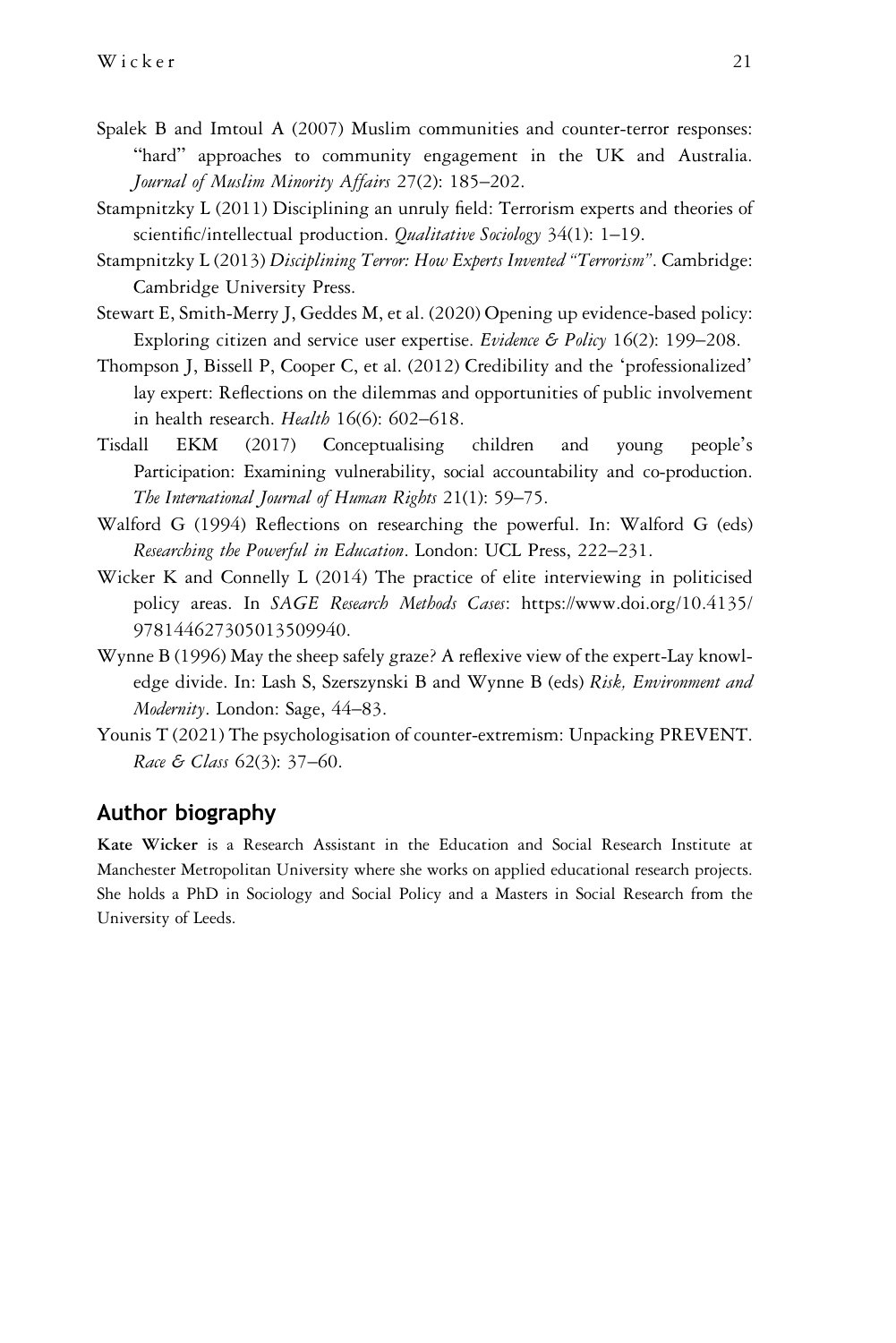Spalek B and Imtoul A (2007) Muslim communities and counter-terror responses: "hard" approaches to community engagement in the UK and Australia. *Journal of Muslim Minority Affairs* 27(2): 185–202.

Stampnitzky L (2011) Disciplining an unruly field: Terrorism experts and theories of scientific/intellectual production. *Qualitative Sociology* 34(1): 1–19.

Stampnitzky L (2013) *Disciplining Terror: How Experts Invented "Terrorism"*. Cambridge: Cambridge University Press.

Stewart E, Smith-Merry J, Geddes M, et al. (2020) Opening up evidence-based policy: Exploring citizen and service user expertise. *Evidence & Policy* 16(2): 199–208.

Thompson J, Bissell P, Cooper C, et al. (2012) Credibility and the 'professionalized' lay expert: Reflections on the dilemmas and opportunities of public involvement in health research. *Health* 16(6): 602–618.

Tisdall EKM (2017) Conceptualising children and young people's Participation: Examining vulnerability, social accountability and co-production. *The International Journal of Human Rights* 21(1): 59–75.

Walford G (1994) Reflections on researching the powerful. In: Walford G (eds) *Researching the Powerful in Education*. London: UCL Press, 222–231.

Wicker K and Connelly L (2014) The practice of elite interviewing in politicised policy areas. In *SAGE Research Methods Cases*: https://www.doi.org/10.4135/978144627305013509940.

Wynne B (1996) May the sheep safely graze? A reflexive view of the expert-Lay knowledge divide. In: Lash S, Szerszynski B and Wynne B (eds) *Risk, Environment and Modernity*. London: Sage, 44–83.

Younis T (2021) The psychologisation of counter-extremism: Unpacking PREVENT. *Race & Class* 62(3): 37–60.

## Author biography

**Kate Wicker** is a Research Assistant in the Education and Social Research Institute at Manchester Metropolitan University where she works on applied educational research projects. She holds a PhD in Sociology and Social Policy and a Masters in Social Research from the University of Leeds.